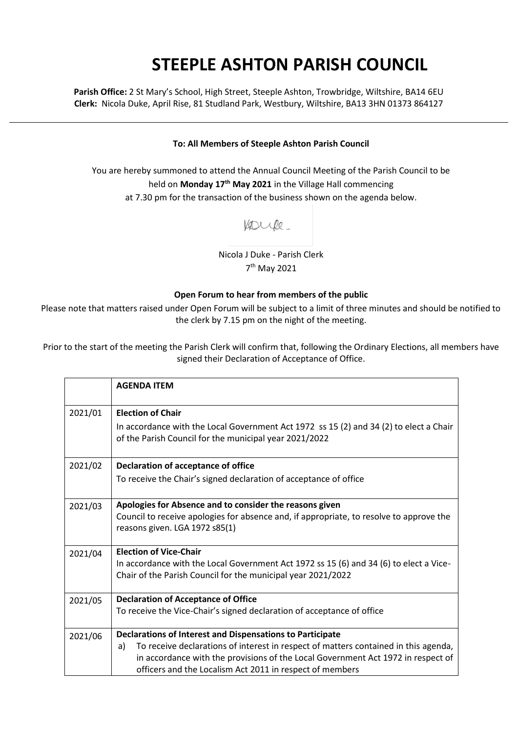# STEEPLE ASHTON PARISH COUNCIL

**Parish Office:** 2 St Mary's School, High Street, Steeple Ashton, Trowbridge, Wiltshire, BA14 6EU
**Clerk:** Nicola Duke, April Rise, 81 Studland Park, Westbury, Wiltshire, BA13 3HN 01373 864127

---

**To: All Members of Steeple Ashton Parish Council**

You are hereby summoned to attend the Annual Council Meeting of the Parish Council to be held on **Monday 17th May 2021** in the Village Hall commencing at 7.30 pm for the transaction of the business shown on the agenda below.

Nicola J Duke - Parish Clerk
7th May 2021

**Open Forum to hear from members of the public**

Please note that matters raised under Open Forum will be subject to a limit of three minutes and should be notified to the clerk by 7.15 pm on the night of the meeting.

Prior to the start of the meeting the Parish Clerk will confirm that, following the Ordinary Elections, all members have signed their Declaration of Acceptance of Office.

| | **AGENDA ITEM** |
|---|---|
| 2021/01 | **Election of Chair**<br>In accordance with the Local Government Act 1972 ss 15 (2) and 34 (2) to elect a Chair of the Parish Council for the municipal year 2021/2022 |
| 2021/02 | **Declaration of acceptance of office**<br>To receive the Chair's signed declaration of acceptance of office |
| 2021/03 | **Apologies for Absence and to consider the reasons given**<br>Council to receive apologies for absence and, if appropriate, to resolve to approve the reasons given. LGA 1972 s85(1) |
| 2021/04 | **Election of Vice-Chair**<br>In accordance with the Local Government Act 1972 ss 15 (6) and 34 (6) to elect a Vice-Chair of the Parish Council for the municipal year 2021/2022 |
| 2021/05 | **Declaration of Acceptance of Office**<br>To receive the Vice-Chair's signed declaration of acceptance of office |
| 2021/06 | **Declarations of Interest and Dispensations to Participate**<br>a) To receive declarations of interest in respect of matters contained in this agenda, in accordance with the provisions of the Local Government Act 1972 in respect of officers and the Localism Act 2011 in respect of members |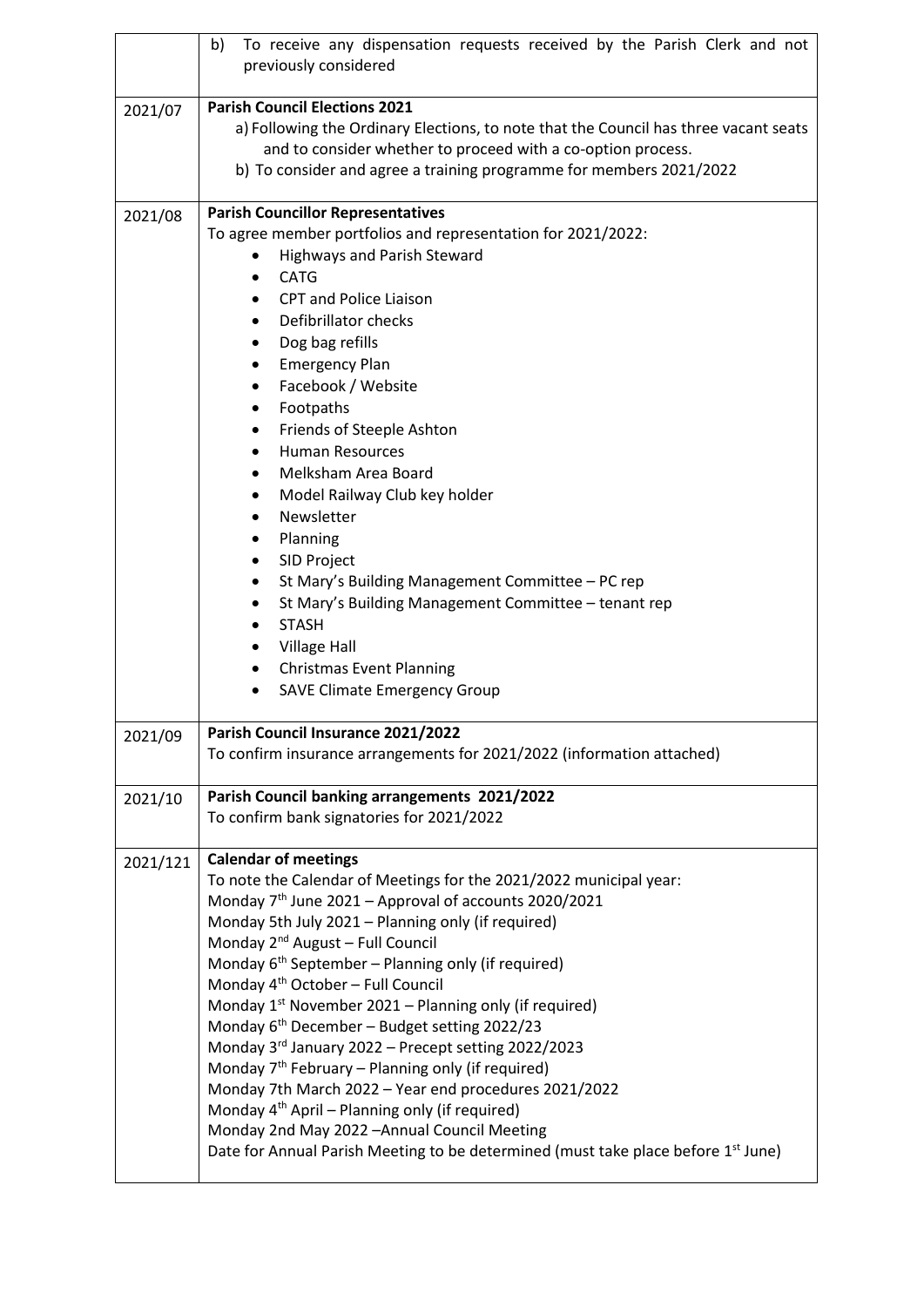| | |
|---|---|
| | b) To receive any dispensation requests received by the Parish Clerk and not previously considered |
| 2021/07 | **Parish Council Elections 2021**<br>a) Following the Ordinary Elections, to note that the Council has three vacant seats and to consider whether to proceed with a co-option process.<br>b) To consider and agree a training programme for members 2021/2022 |
| 2021/08 | **Parish Councillor Representatives**<br>To agree member portfolios and representation for 2021/2022:<br>• Highways and Parish Steward<br>• CATG<br>• CPT and Police Liaison<br>• Defibrillator checks<br>• Dog bag refills<br>• Emergency Plan<br>• Facebook / Website<br>• Footpaths<br>• Friends of Steeple Ashton<br>• Human Resources<br>• Melksham Area Board<br>• Model Railway Club key holder<br>• Newsletter<br>• Planning<br>• SID Project<br>• St Mary's Building Management Committee – PC rep<br>• St Mary's Building Management Committee – tenant rep<br>• STASH<br>• Village Hall<br>• Christmas Event Planning<br>• SAVE Climate Emergency Group |
| 2021/09 | **Parish Council Insurance 2021/2022**<br>To confirm insurance arrangements for 2021/2022 (information attached) |
| 2021/10 | **Parish Council banking arrangements 2021/2022**<br>To confirm bank signatories for 2021/2022 |
| 2021/121 | **Calendar of meetings**<br>To note the Calendar of Meetings for the 2021/2022 municipal year:<br>Monday 7th June 2021 – Approval of accounts 2020/2021<br>Monday 5th July 2021 – Planning only (if required)<br>Monday 2nd August – Full Council<br>Monday 6th September – Planning only (if required)<br>Monday 4th October – Full Council<br>Monday 1st November 2021 – Planning only (if required)<br>Monday 6th December – Budget setting 2022/23<br>Monday 3rd January 2022 – Precept setting 2022/2023<br>Monday 7th February – Planning only (if required)<br>Monday 7th March 2022 – Year end procedures 2021/2022<br>Monday 4th April – Planning only (if required)<br>Monday 2nd May 2022 –Annual Council Meeting<br>Date for Annual Parish Meeting to be determined (must take place before 1st June) |